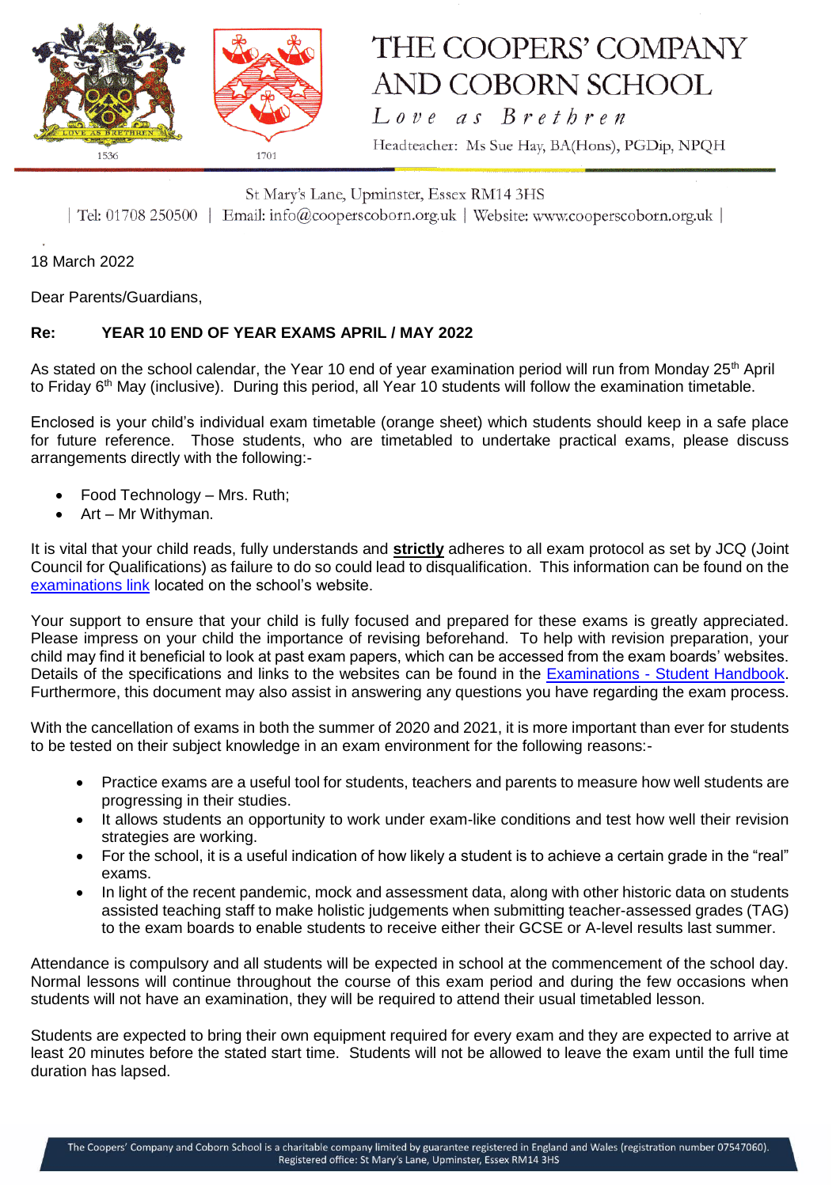# THE COOPERS' COMPANY AND COBORN SCHOOL

*Love as Brethren*

Headteacher: Ms Sue Hay, BA(Hons), PGDip, NPQH

St Mary's Lane, Upminster, Essex RM14 3HS

| Tel: 01708 250500 | Email: info@cooperscoborn.org.uk | Website: www.cooperscoborn.org.uk |

18 March 2022

Dear Parents/Guardians,

**Re: YEAR 10 END OF YEAR EXAMS APRIL / MAY 2022**

As stated on the school calendar, the Year 10 end of year examination period will run from Monday 25th April to Friday 6th May (inclusive). During this period, all Year 10 students will follow the examination timetable.

Enclosed is your child's individual exam timetable (orange sheet) which students should keep in a safe place for future reference. Those students, who are timetabled to undertake practical exams, please discuss arrangements directly with the following:-

- Food Technology – Mrs. Ruth;
- Art – Mr Withyman.

It is vital that your child reads, fully understands and **strictly** adheres to all exam protocol as set by JCQ (Joint Council for Qualifications) as failure to do so could lead to disqualification. This information can be found on the examinations link located on the school's website.

Your support to ensure that your child is fully focused and prepared for these exams is greatly appreciated. Please impress on your child the importance of revising beforehand. To help with revision preparation, your child may find it beneficial to look at past exam papers, which can be accessed from the exam boards' websites. Details of the specifications and links to the websites can be found in the Examinations - Student Handbook. Furthermore, this document may also assist in answering any questions you have regarding the exam process.

With the cancellation of exams in both the summer of 2020 and 2021, it is more important than ever for students to be tested on their subject knowledge in an exam environment for the following reasons:-

- Practice exams are a useful tool for students, teachers and parents to measure how well students are progressing in their studies.
- It allows students an opportunity to work under exam-like conditions and test how well their revision strategies are working.
- For the school, it is a useful indication of how likely a student is to achieve a certain grade in the "real" exams.
- In light of the recent pandemic, mock and assessment data, along with other historic data on students assisted teaching staff to make holistic judgements when submitting teacher-assessed grades (TAG) to the exam boards to enable students to receive either their GCSE or A-level results last summer.

Attendance is compulsory and all students will be expected in school at the commencement of the school day. Normal lessons will continue throughout the course of this exam period and during the few occasions when students will not have an examination, they will be required to attend their usual timetabled lesson.

Students are expected to bring their own equipment required for every exam and they are expected to arrive at least 20 minutes before the stated start time. Students will not be allowed to leave the exam until the full time duration has lapsed.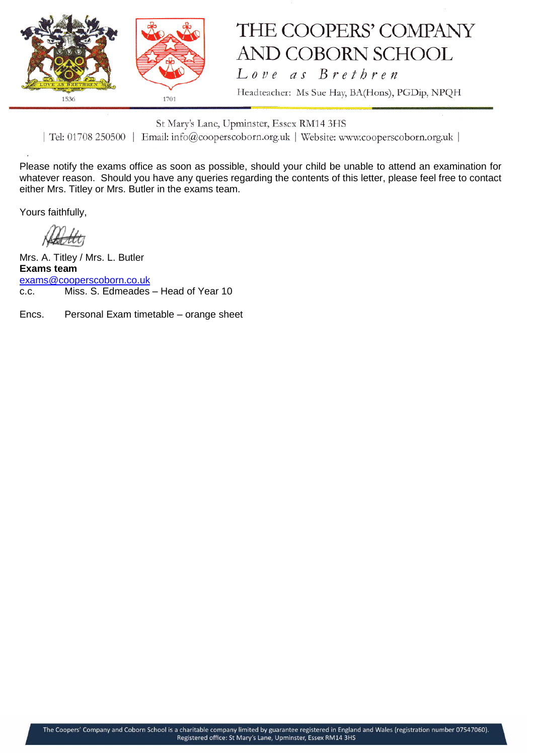# THE COOPERS' COMPANY AND COBORN SCHOOL

*Love as Brethren*

Headteacher: Ms Sue Hay, BA(Hons), PGDip, NPQH

St Mary's Lane, Upminster, Essex RM14 3HS

| Tel: 01708 250500 | Email: info@cooperscoborn.org.uk | Website: www.cooperscoborn.org.uk |

Please notify the exams office as soon as possible, should your child be unable to attend an examination for whatever reason. Should you have any queries regarding the contents of this letter, please feel free to contact either Mrs. Titley or Mrs. Butler in the exams team.

Yours faithfully,

Mrs. A. Titley / Mrs. L. Butler
**Exams team**
[exams@cooperscoborn.co.uk](mailto:exams@cooperscoborn.co.uk)
c.c. Miss. S. Edmeades – Head of Year 10

Encs. Personal Exam timetable – orange sheet

The Coopers' Company and Coborn School is a charitable company limited by guarantee registered in England and Wales (registration number 07547060).
Registered office: St Mary's Lane, Upminster, Essex RM14 3HS